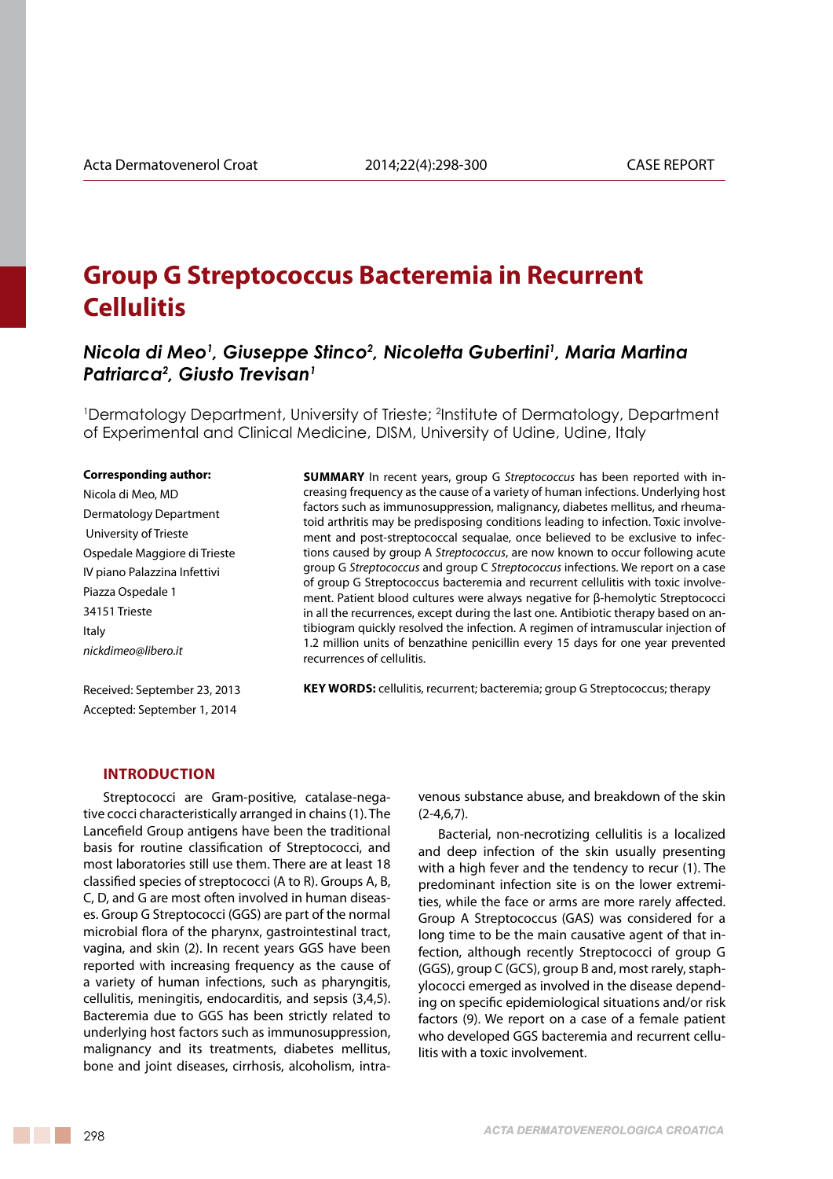# Group G Streptococcus Bacteremia in Recurrent Cellulitis

***Nicola di Meo[1], Giuseppe Stinco[2], Nicoletta Gubertini[1], Maria Martina Patriarca[2], Giusto Trevisan[1]***

[1]Dermatology Department, University of Trieste; [2]Institute of Dermatology, Department of Experimental and Clinical Medicine, DISM, University of Udine, Udine, Italy

**Corresponding author:**

Nicola di Meo, MD
Dermatology Department
University of Trieste
Ospedale Maggiore di Trieste
IV piano Palazzina Infettivi
Piazza Ospedale 1
34151 Trieste
Italy
*nickdimeo@libero.it*

Received: September 23, 2013
Accepted: September 1, 2014

**SUMMARY** In recent years, group G *Streptococcus* has been reported with increasing frequency as the cause of a variety of human infections. Underlying host factors such as immunosuppression, malignancy, diabetes mellitus, and rheumatoid arthritis may be predisposing conditions leading to infection. Toxic involvement and post-streptococcal sequalae, once believed to be exclusive to infections caused by group A *Streptococcus*, are now known to occur following acute group G *Streptococcus* and group C *Streptococcus* infections. We report on a case of group G Streptococcus bacteremia and recurrent cellulitis with toxic involvement. Patient blood cultures were always negative for β-hemolytic Streptococci in all the recurrences, except during the last one. Antibiotic therapy based on antibiogram quickly resolved the infection. A regimen of intramuscular injection of 1.2 million units of benzathine penicillin every 15 days for one year prevented recurrences of cellulitis.

**KEY WORDS:** cellulitis, recurrent; bacteremia; group G Streptococcus; therapy

## INTRODUCTION

Streptococci are Gram-positive, catalase-negative cocci characteristically arranged in chains (1). The Lancefield Group antigens have been the traditional basis for routine classification of Streptococci, and most laboratories still use them. There are at least 18 classified species of streptococci (A to R). Groups A, B, C, D, and G are most often involved in human diseases. Group G Streptococci (GGS) are part of the normal microbial flora of the pharynx, gastrointestinal tract, vagina, and skin (2). In recent years GGS have been reported with increasing frequency as the cause of a variety of human infections, such as pharyngitis, cellulitis, meningitis, endocarditis, and sepsis (3,4,5). Bacteremia due to GGS has been strictly related to underlying host factors such as immunosuppression, malignancy and its treatments, diabetes mellitus, bone and joint diseases, cirrhosis, alcoholism, intravenous substance abuse, and breakdown of the skin (2-4,6,7).

Bacterial, non-necrotizing cellulitis is a localized and deep infection of the skin usually presenting with a high fever and the tendency to recur (1). The predominant infection site is on the lower extremities, while the face or arms are more rarely affected. Group A Streptococcus (GAS) was considered for a long time to be the main causative agent of that infection, although recently Streptococci of group G (GGS), group C (GCS), group B and, most rarely, staphylococci emerged as involved in the disease depending on specific epidemiological situations and/or risk factors (9). We report on a case of a female patient who developed GGS bacteremia and recurrent cellulitis with a toxic involvement.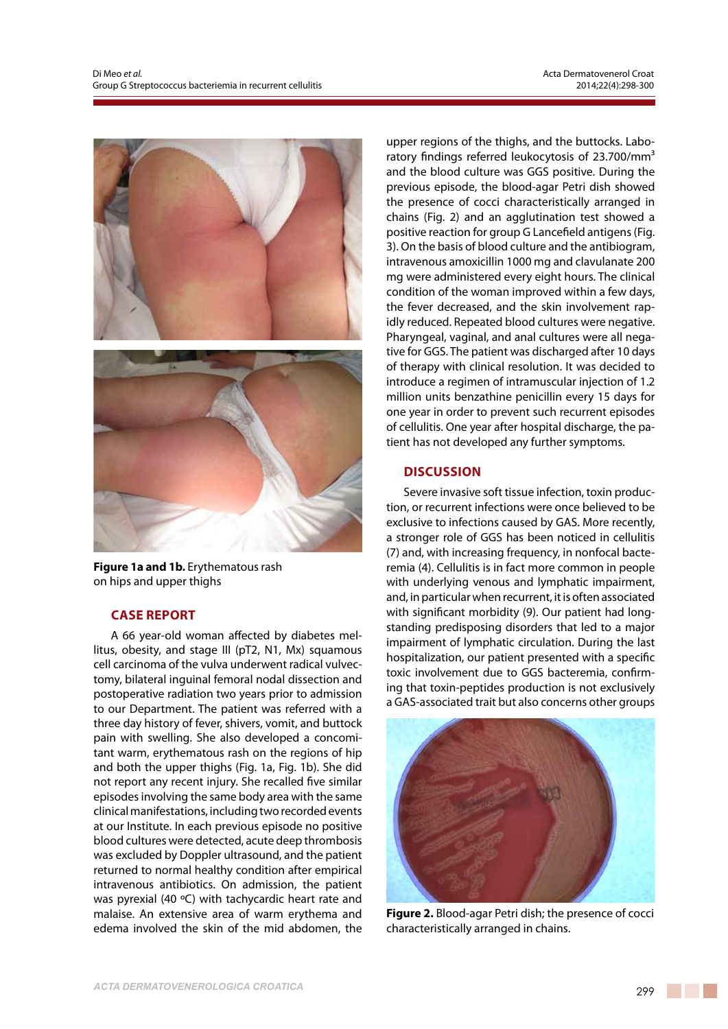Figure 1a and 1b. Erythematous rash on hips and upper thighs

## CASE REPORT

A 66 year-old woman affected by diabetes mellitus, obesity, and stage III (pT2, N1, Mx) squamous cell carcinoma of the vulva underwent radical vulvectomy, bilateral inguinal femoral nodal dissection and postoperative radiation two years prior to admission to our Department. The patient was referred with a three day history of fever, shivers, vomit, and buttock pain with swelling. She also developed a concomitant warm, erythematous rash on the regions of hip and both the upper thighs (Fig. 1a, Fig. 1b). She did not report any recent injury. She recalled five similar episodes involving the same body area with the same clinical manifestations, including two recorded events at our Institute. In each previous episode no positive blood cultures were detected, acute deep thrombosis was excluded by Doppler ultrasound, and the patient returned to normal healthy condition after empirical intravenous antibiotics. On admission, the patient was pyrexial (40 ºC) with tachycardic heart rate and malaise. An extensive area of warm erythema and edema involved the skin of the mid abdomen, the upper regions of the thighs, and the buttocks. Laboratory findings referred leukocytosis of 23.700/mm$^3$ and the blood culture was GGS positive. During the previous episode, the blood-agar Petri dish showed the presence of cocci characteristically arranged in chains (Fig. 2) and an agglutination test showed a positive reaction for group G Lancefield antigens (Fig. 3). On the basis of blood culture and the antibiogram, intravenous amoxicillin 1000 mg and clavulanate 200 mg were administered every eight hours. The clinical condition of the woman improved within a few days, the fever decreased, and the skin involvement rapidly reduced. Repeated blood cultures were negative. Pharyngeal, vaginal, and anal cultures were all negative for GGS. The patient was discharged after 10 days of therapy with clinical resolution. It was decided to introduce a regimen of intramuscular injection of 1.2 million units benzathine penicillin every 15 days for one year in order to prevent such recurrent episodes of cellulitis. One year after hospital discharge, the patient has not developed any further symptoms.

## DISCUSSION

Severe invasive soft tissue infection, toxin production, or recurrent infections were once believed to be exclusive to infections caused by GAS. More recently, a stronger role of GGS has been noticed in cellulitis (7) and, with increasing frequency, in nonfocal bacteremia (4). Cellulitis is in fact more common in people with underlying venous and lymphatic impairment, and, in particular when recurrent, it is often associated with significant morbidity (9). Our patient had long-standing predisposing disorders that led to a major impairment of lymphatic circulation. During the last hospitalization, our patient presented with a specific toxic involvement due to GGS bacteremia, confirming that toxin-peptides production is not exclusively a GAS-associated trait but also concerns other groups

Figure 2. Blood-agar Petri dish; the presence of cocci characteristically arranged in chains.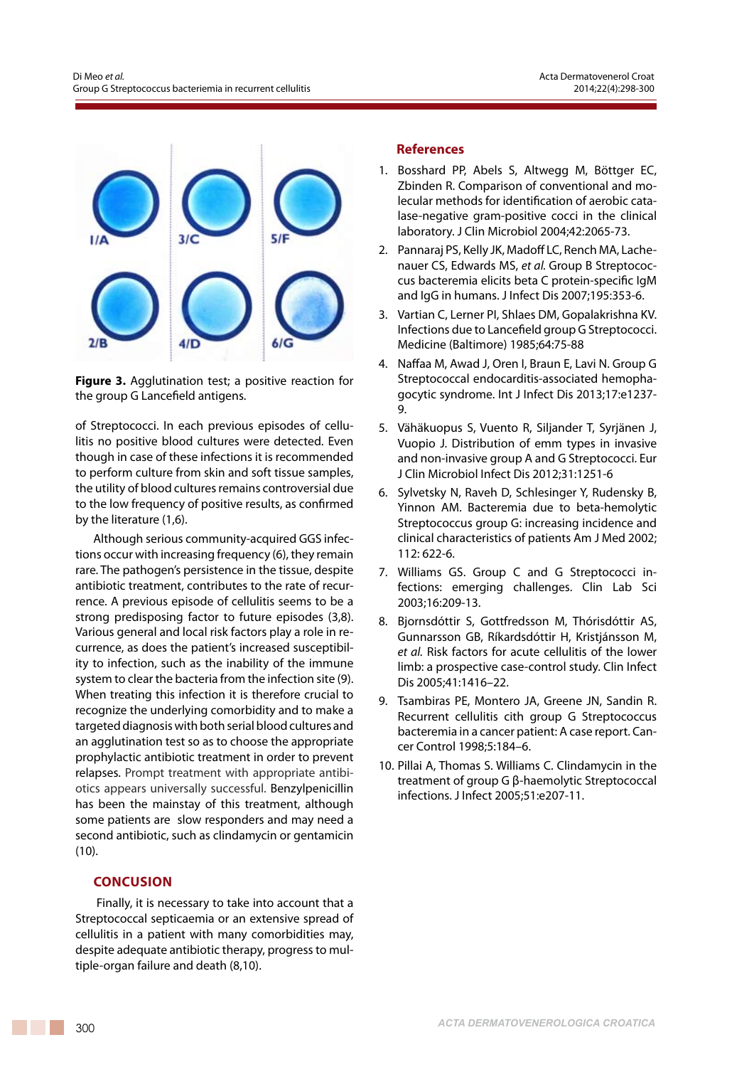I/A
3/C
5/F
2/B
4/D
6/G

**Figure 3.** Agglutination test; a positive reaction for the group G Lancefield antigens.

of Streptococci. In each previous episodes of cellulitis no positive blood cultures were detected. Even though in case of these infections it is recommended to perform culture from skin and soft tissue samples, the utility of blood cultures remains controversial due to the low frequency of positive results, as confirmed by the literature (1,6).

Although serious community-acquired GGS infections occur with increasing frequency (6), they remain rare. The pathogen's persistence in the tissue, despite antibiotic treatment, contributes to the rate of recurrence. A previous episode of cellulitis seems to be a strong predisposing factor to future episodes (3,8). Various general and local risk factors play a role in recurrence, as does the patient's increased susceptibility to infection, such as the inability of the immune system to clear the bacteria from the infection site (9). When treating this infection it is therefore crucial to recognize the underlying comorbidity and to make a targeted diagnosis with both serial blood cultures and an agglutination test so as to choose the appropriate prophylactic antibiotic treatment in order to prevent relapses. Prompt treatment with appropriate antibiotics appears universally successful. Benzylpenicillin has been the mainstay of this treatment, although some patients are slow responders and may need a second antibiotic, such as clindamycin or gentamicin (10).

## CONCUSION

Finally, it is necessary to take into account that a Streptococcal septicaemia or an extensive spread of cellulitis in a patient with many comorbidities may, despite adequate antibiotic therapy, progress to multiple-organ failure and death (8,10).

## References

1. Bosshard PP, Abels S, Altwegg M, Böttger EC, Zbinden R. Comparison of conventional and molecular methods for identification of aerobic catalase-negative gram-positive cocci in the clinical laboratory. J Clin Microbiol 2004;42:2065-73.
2. Pannaraj PS, Kelly JK, Madoff LC, Rench MA, Lachenauer CS, Edwards MS, *et al.* Group B Streptococcus bacteremia elicits beta C protein-specific IgM and IgG in humans. J Infect Dis 2007;195:353-6.
3. Vartian C, Lerner PI, Shlaes DM, Gopalakrishna KV. Infections due to Lancefield group G Streptococci. Medicine (Baltimore) 1985;64:75-88
4. Naffaa M, Awad J, Oren I, Braun E, Lavi N. Group G Streptococcal endocarditis-associated hemophagocytic syndrome. Int J Infect Dis 2013;17:e1237-9.
5. Vähäkuopus S, Vuento R, Siljander T, Syrjänen J, Vuopio J. Distribution of emm types in invasive and non-invasive group A and G Streptococci. Eur J Clin Microbiol Infect Dis 2012;31:1251-6
6. Sylvetsky N, Raveh D, Schlesinger Y, Rudensky B, Yinnon AM. Bacteremia due to beta-hemolytic Streptococcus group G: increasing incidence and clinical characteristics of patients Am J Med 2002; 112: 622-6.
7. Williams GS. Group C and G Streptococci infections: emerging challenges. Clin Lab Sci 2003;16:209-13.
8. Bjornsdóttir S, Gottfredsson M, Thórisdóttir AS, Gunnarsson GB, Ríkardsdóttir H, Kristjánsson M, *et al.* Risk factors for acute cellulitis of the lower limb: a prospective case-control study. Clin Infect Dis 2005;41:1416–22.
9. Tsambiras PE, Montero JA, Greene JN, Sandin R. Recurrent cellulitis cith group G Streptococcus bacteremia in a cancer patient: A case report. Cancer Control 1998;5:184–6.
10. Pillai A, Thomas S. Williams C. Clindamycin in the treatment of group G β-haemolytic Streptococcal infections. J Infect 2005;51:e207-11.